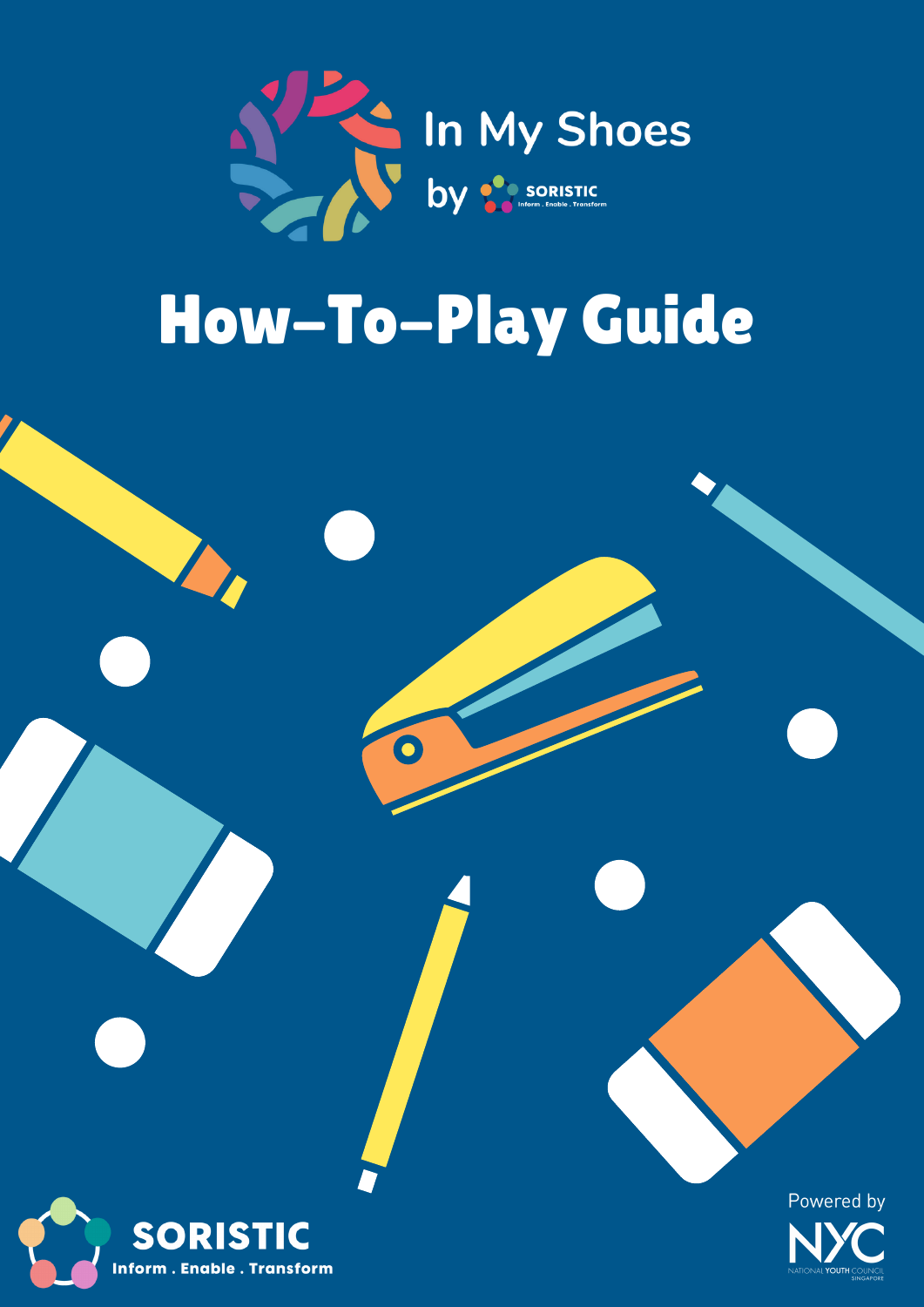In My Shoes

by SORISTIC Inform . Enable . Transform

# How-To-Play Guide

SORISTIC

Inform . Enable . Transform

Powered by

NYC

NATIONAL YOUTH COUNCIL SINGAPORE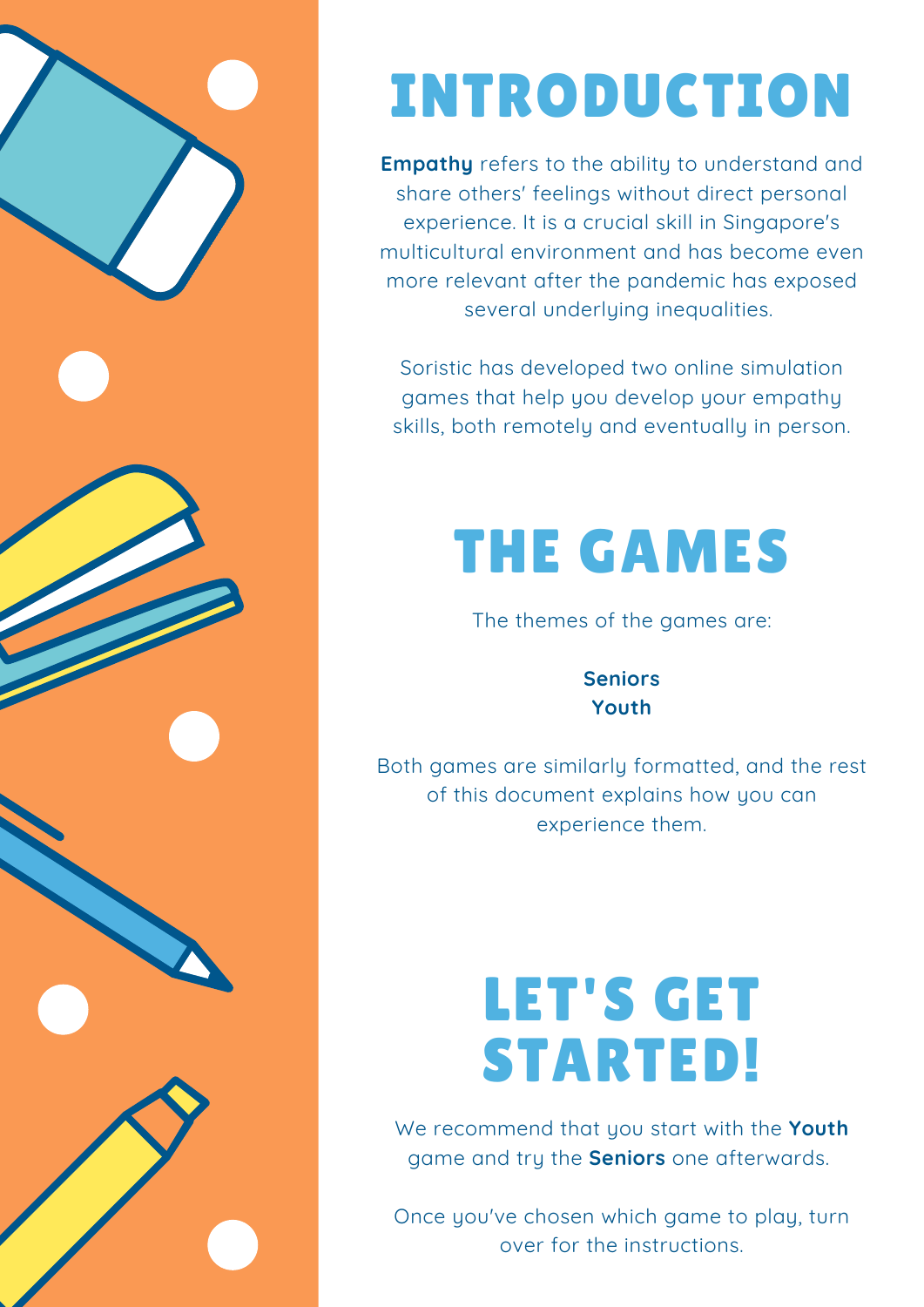# INTRODUCTION

**Empathy** refers to the ability to understand and share others' feelings without direct personal experience. It is a crucial skill in Singapore's multicultural environment and has become even more relevant after the pandemic has exposed several underlying inequalities.

Soristic has developed two online simulation games that help you develop your empathy skills, both remotely and eventually in person.

# THE GAMES

The themes of the games are:

**Seniors**
**Youth**

Both games are similarly formatted, and the rest of this document explains how you can experience them.

# LET'S GET STARTED!

We recommend that you start with the **Youth** game and try the **Seniors** one afterwards.

Once you've chosen which game to play, turn over for the instructions.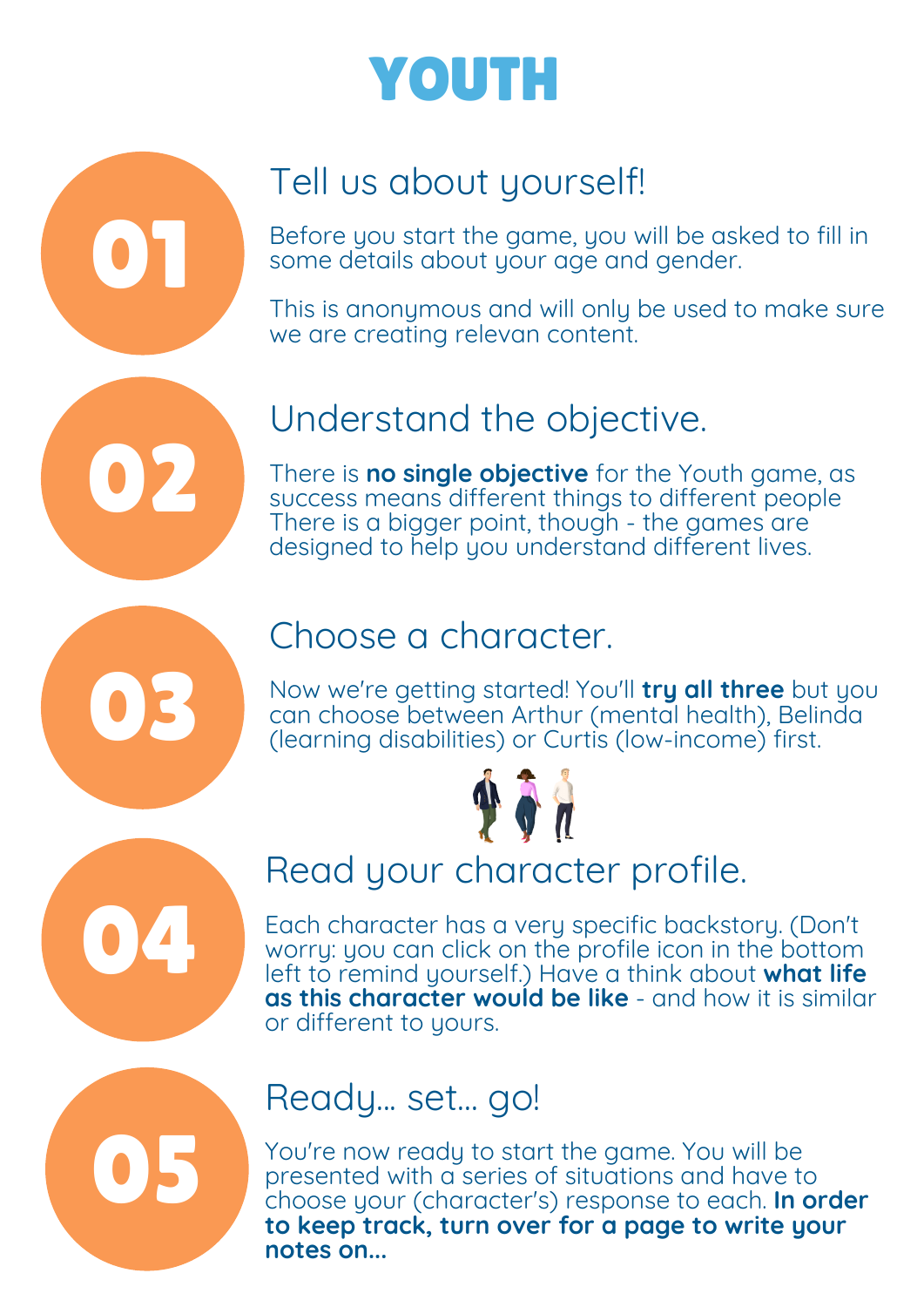# YOUTH

## 01

### Tell us about yourself!

Before you start the game, you will be asked to fill in some details about your age and gender.

This is anonymous and will only be used to make sure we are creating relevan content.

## 02

### Understand the objective.

There is **no single objective** for the Youth game, as success means different things to different people There is a bigger point, though - the games are designed to help you understand different lives.

## 03

### Choose a character.

Now we're getting started! You'll **try all three** but you can choose between Arthur (mental health), Belinda (learning disabilities) or Curtis (low-income) first.

## 04

### Read your character profile.

Each character has a very specific backstory. (Don't worry: you can click on the profile icon in the bottom left to remind yourself.) Have a think about **what life as this character would be like** - and how it is similar or different to yours.

## 05

### Ready... set... go!

You're now ready to start the game. You will be presented with a series of situations and have to choose your (character's) response to each. **In order to keep track, turn over for a page to write your notes on...**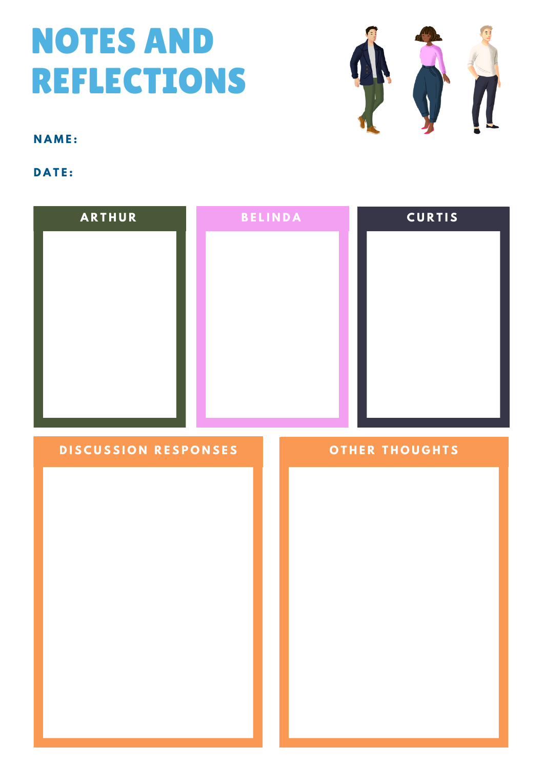# NOTES AND REFLECTIONS

**NAME:**

**DATE:**

## ARTHUR

## BELINDA

## CURTIS

## DISCUSSION RESPONSES

## OTHER THOUGHTS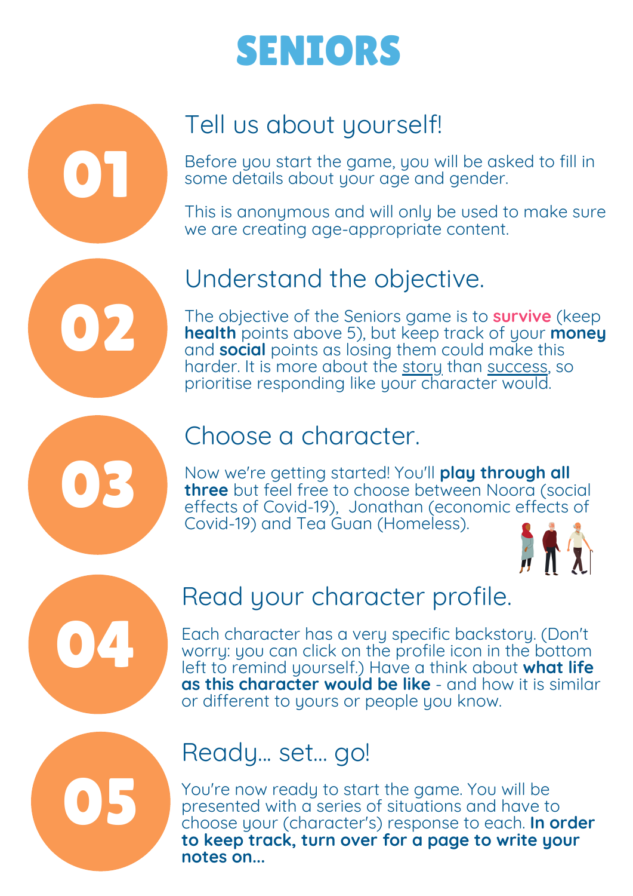# SENIORS

## 01 Tell us about yourself!

Before you start the game, you will be asked to fill in some details about your age and gender.

This is anonymous and will only be used to make sure we are creating age-appropriate content.

## 02 Understand the objective.

The objective of the Seniors game is to **survive** (keep **health** points above 5), but keep track of your **money** and **social** points as losing them could make this harder. It is more about the story than success, so prioritise responding like your character would.

## 03 Choose a character.

Now we're getting started! You'll **play through all three** but feel free to choose between Noora (social effects of Covid-19), Jonathan (economic effects of Covid-19) and Tea Guan (Homeless).

## 04 Read your character profile.

Each character has a very specific backstory. (Don't worry: you can click on the profile icon in the bottom left to remind yourself.) Have a think about **what life as this character would be like** - and how it is similar or different to yours or people you know.

## 05 Ready... set... go!

You're now ready to start the game. You will be presented with a series of situations and have to choose your (character's) response to each. **In order to keep track, turn over for a page to write your notes on...**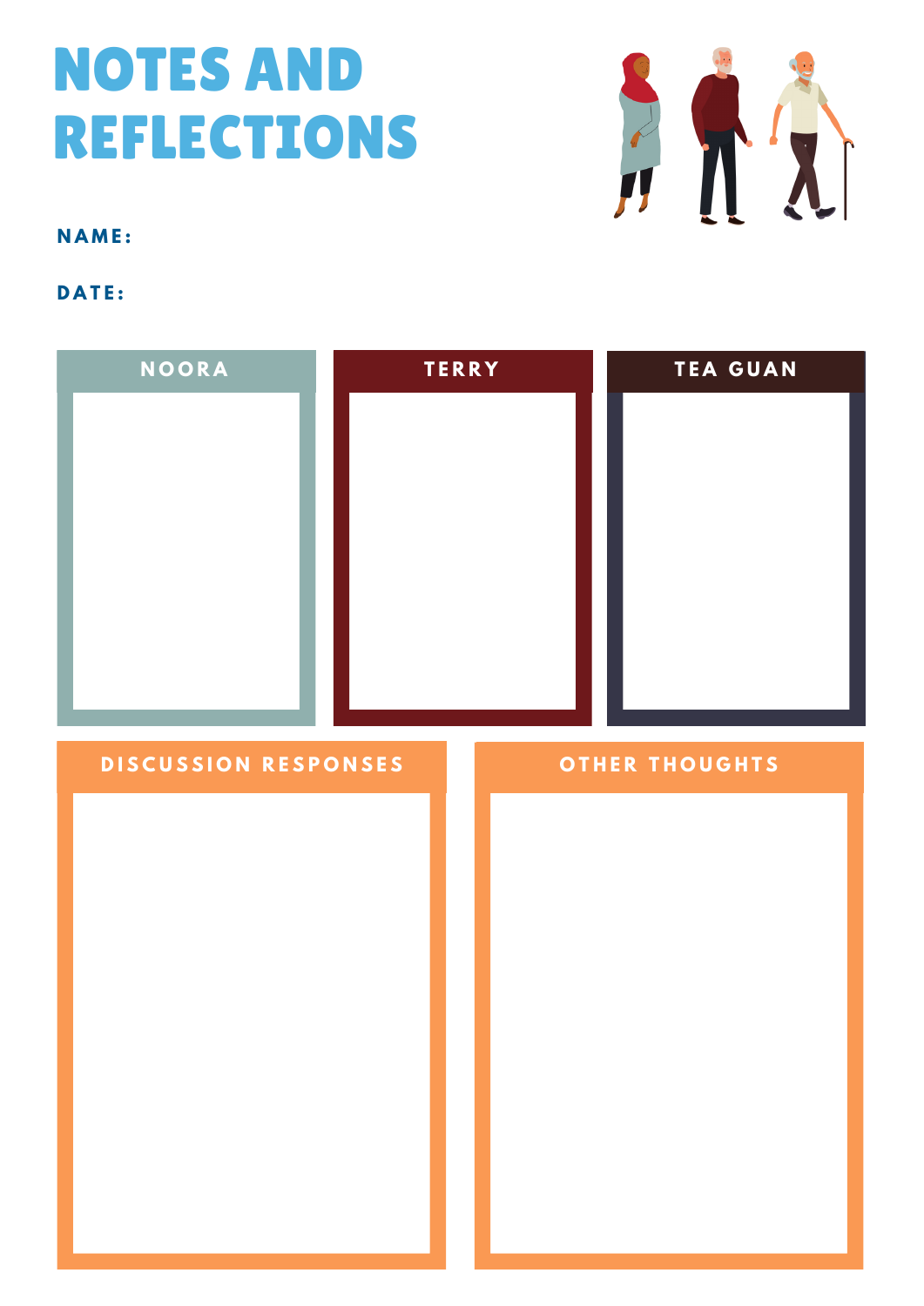# NOTES AND REFLECTIONS

**NAME:**

**DATE:**

## NOORA

## TERRY

## TEA GUAN

## DISCUSSION RESPONSES

## OTHER THOUGHTS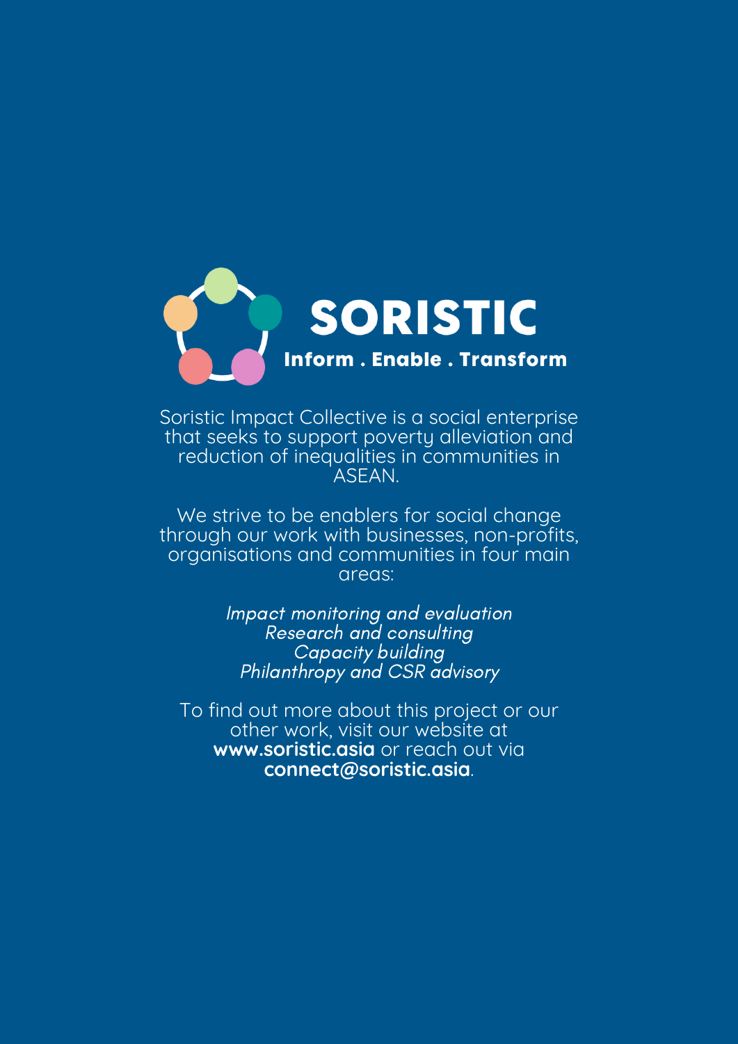# SORISTIC

**Inform . Enable . Transform**

Soristic Impact Collective is a social enterprise that seeks to support poverty alleviation and reduction of inequalities in communities in ASEAN.

We strive to be enablers for social change through our work with businesses, non-profits, organisations and communities in four main areas:

*Impact monitoring and evaluation*
*Research and consulting*
*Capacity building*
*Philanthropy and CSR advisory*

To find out more about this project or our other work, visit our website at **www.soristic.asia** or reach out via **connect@soristic.asia**.